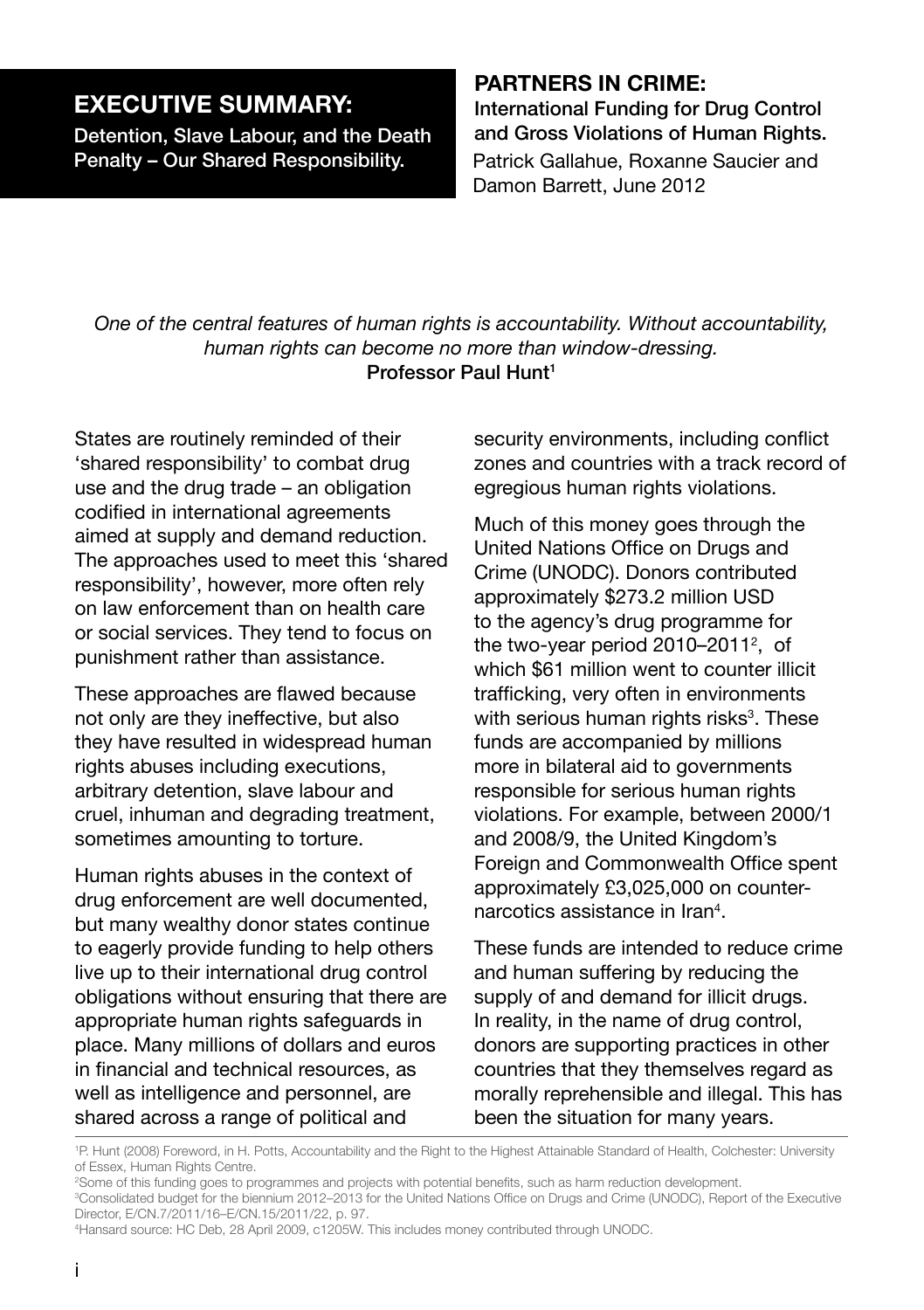# EXECUTIVE SUMMARY:

Detention, Slave Labour, and the Death Penalty – Our Shared Responsibility.

## PARTNERS IN CRIME:

**International Funding for Drug Control and Gross Violations of Human Rights.**

Patrick Gallahue, Roxanne Saucier and Damon Barrett, June 2012

*One of the central features of human rights is accountability. Without accountability, human rights can become no more than window-dressing.*
**Professor Paul Hunt**[1]

States are routinely reminded of their 'shared responsibility' to combat drug use and the drug trade – an obligation codified in international agreements aimed at supply and demand reduction. The approaches used to meet this 'shared responsibility', however, more often rely on law enforcement than on health care or social services. They tend to focus on punishment rather than assistance.

These approaches are flawed because not only are they ineffective, but also they have resulted in widespread human rights abuses including executions, arbitrary detention, slave labour and cruel, inhuman and degrading treatment, sometimes amounting to torture.

Human rights abuses in the context of drug enforcement are well documented, but many wealthy donor states continue to eagerly provide funding to help others live up to their international drug control obligations without ensuring that there are appropriate human rights safeguards in place. Many millions of dollars and euros in financial and technical resources, as well as intelligence and personnel, are shared across a range of political and security environments, including conflict zones and countries with a track record of egregious human rights violations.

Much of this money goes through the United Nations Office on Drugs and Crime (UNODC). Donors contributed approximately $273.2 million USD to the agency's drug programme for the two-year period 2010–2011[2], of which $61 million went to counter illicit trafficking, very often in environments with serious human rights risks[3]. These funds are accompanied by millions more in bilateral aid to governments responsible for serious human rights violations. For example, between 2000/1 and 2008/9, the United Kingdom's Foreign and Commonwealth Office spent approximately £3,025,000 on counter-narcotics assistance in Iran[4].

These funds are intended to reduce crime and human suffering by reducing the supply of and demand for illicit drugs. In reality, in the name of drug control, donors are supporting practices in other countries that they themselves regard as morally reprehensible and illegal. This has been the situation for many years.

---

[1] P. Hunt (2008) Foreword, in H. Potts, Accountability and the Right to the Highest Attainable Standard of Health, Colchester: University of Essex, Human Rights Centre.

[2] Some of this funding goes to programmes and projects with potential benefits, such as harm reduction development.

[3] Consolidated budget for the biennium 2012–2013 for the United Nations Office on Drugs and Crime (UNODC), Report of the Executive Director, E/CN.7/2011/16–E/CN.15/2011/22, p. 97.

[4] Hansard source: HC Deb, 28 April 2009, c1205W. This includes money contributed through UNODC.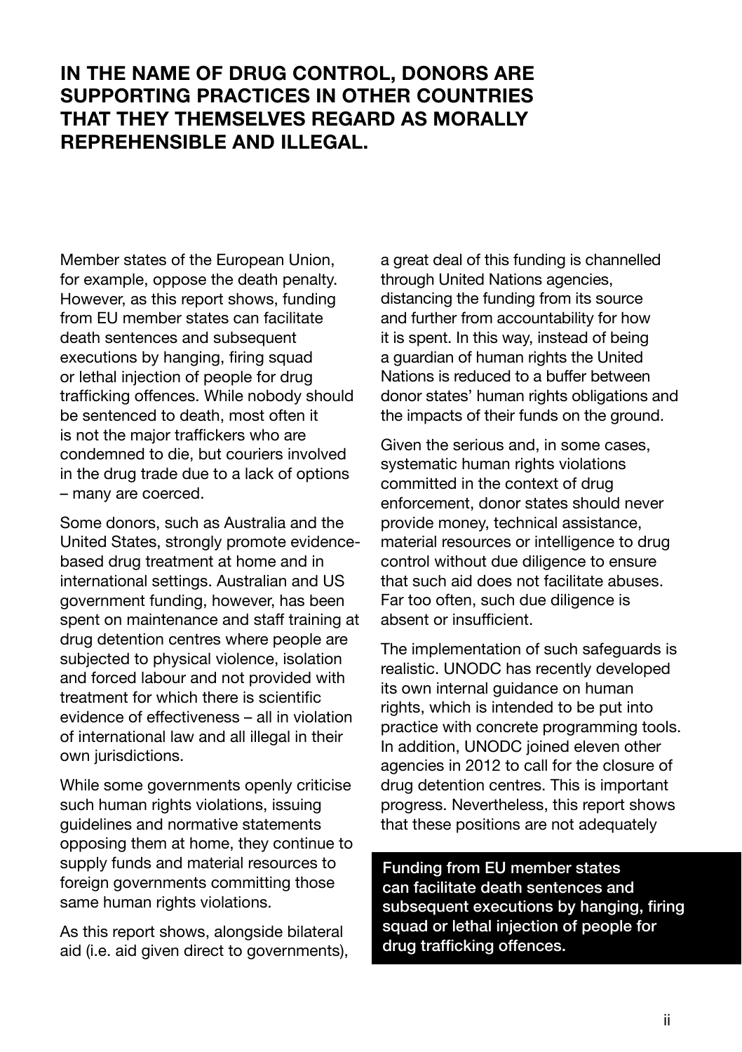## IN THE NAME OF DRUG CONTROL, DONORS ARE SUPPORTING PRACTICES IN OTHER COUNTRIES THAT THEY THEMSELVES REGARD AS MORALLY REPREHENSIBLE AND ILLEGAL.

Member states of the European Union, for example, oppose the death penalty. However, as this report shows, funding from EU member states can facilitate death sentences and subsequent executions by hanging, firing squad or lethal injection of people for drug trafficking offences. While nobody should be sentenced to death, most often it is not the major traffickers who are condemned to die, but couriers involved in the drug trade due to a lack of options – many are coerced.

Some donors, such as Australia and the United States, strongly promote evidence-based drug treatment at home and in international settings. Australian and US government funding, however, has been spent on maintenance and staff training at drug detention centres where people are subjected to physical violence, isolation and forced labour and not provided with treatment for which there is scientific evidence of effectiveness – all in violation of international law and all illegal in their own jurisdictions.

While some governments openly criticise such human rights violations, issuing guidelines and normative statements opposing them at home, they continue to supply funds and material resources to foreign governments committing those same human rights violations.

As this report shows, alongside bilateral aid (i.e. aid given direct to governments), a great deal of this funding is channelled through United Nations agencies, distancing the funding from its source and further from accountability for how it is spent. In this way, instead of being a guardian of human rights the United Nations is reduced to a buffer between donor states' human rights obligations and the impacts of their funds on the ground.

Given the serious and, in some cases, systematic human rights violations committed in the context of drug enforcement, donor states should never provide money, technical assistance, material resources or intelligence to drug control without due diligence to ensure that such aid does not facilitate abuses. Far too often, such due diligence is absent or insufficient.

The implementation of such safeguards is realistic. UNODC has recently developed its own internal guidance on human rights, which is intended to be put into practice with concrete programming tools. In addition, UNODC joined eleven other agencies in 2012 to call for the closure of drug detention centres. This is important progress. Nevertheless, this report shows that these positions are not adequately

**Funding from EU member states can facilitate death sentences and subsequent executions by hanging, firing squad or lethal injection of people for drug trafficking offences.**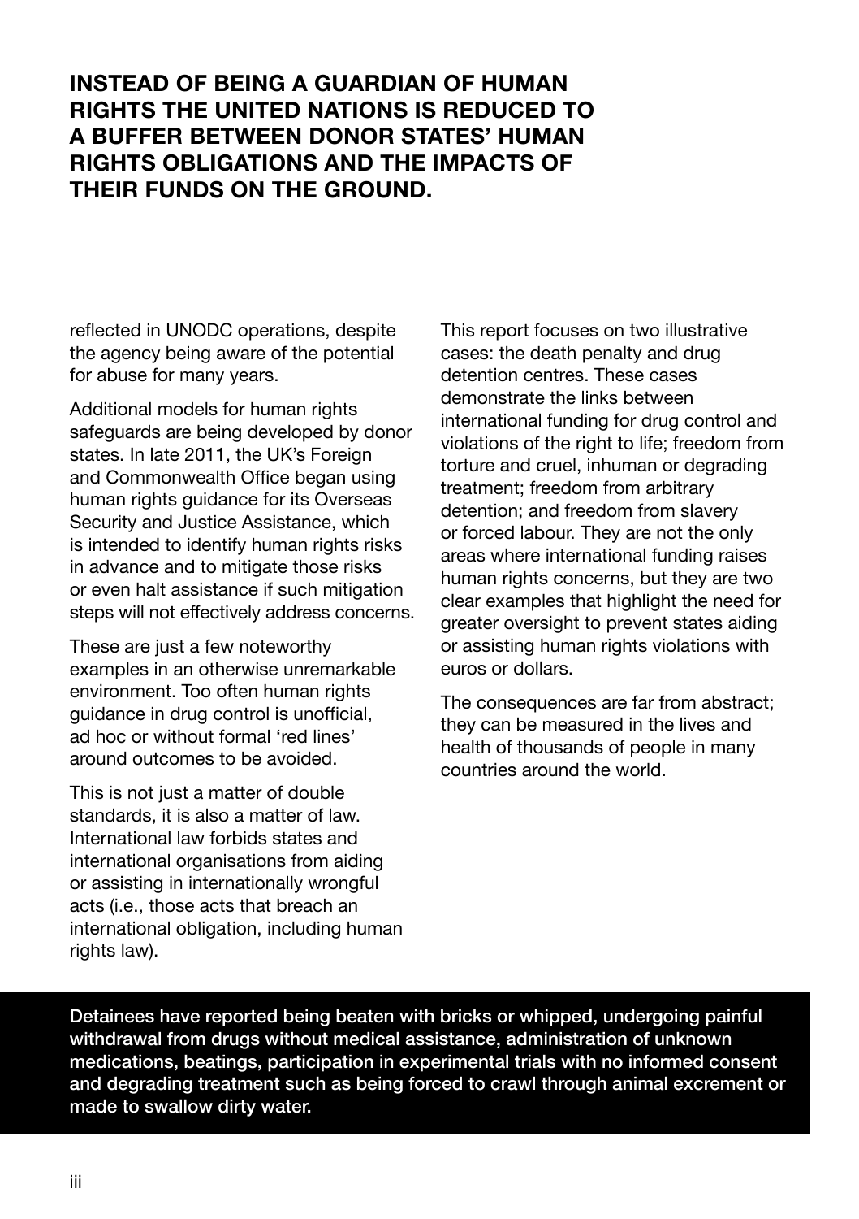**INSTEAD OF BEING A GUARDIAN OF HUMAN RIGHTS THE UNITED NATIONS IS REDUCED TO A BUFFER BETWEEN DONOR STATES' HUMAN RIGHTS OBLIGATIONS AND THE IMPACTS OF THEIR FUNDS ON THE GROUND.**

reflected in UNODC operations, despite the agency being aware of the potential for abuse for many years.

Additional models for human rights safeguards are being developed by donor states. In late 2011, the UK's Foreign and Commonwealth Office began using human rights guidance for its Overseas Security and Justice Assistance, which is intended to identify human rights risks in advance and to mitigate those risks or even halt assistance if such mitigation steps will not effectively address concerns.

These are just a few noteworthy examples in an otherwise unremarkable environment. Too often human rights guidance in drug control is unofficial, ad hoc or without formal 'red lines' around outcomes to be avoided.

This is not just a matter of double standards, it is also a matter of law. International law forbids states and international organisations from aiding or assisting in internationally wrongful acts (i.e., those acts that breach an international obligation, including human rights law).

This report focuses on two illustrative cases: the death penalty and drug detention centres. These cases demonstrate the links between international funding for drug control and violations of the right to life; freedom from torture and cruel, inhuman or degrading treatment; freedom from arbitrary detention; and freedom from slavery or forced labour. They are not the only areas where international funding raises human rights concerns, but they are two clear examples that highlight the need for greater oversight to prevent states aiding or assisting human rights violations with euros or dollars.

The consequences are far from abstract; they can be measured in the lives and health of thousands of people in many countries around the world.

Detainees have reported being beaten with bricks or whipped, undergoing painful withdrawal from drugs without medical assistance, administration of unknown medications, beatings, participation in experimental trials with no informed consent and degrading treatment such as being forced to crawl through animal excrement or made to swallow dirty water.